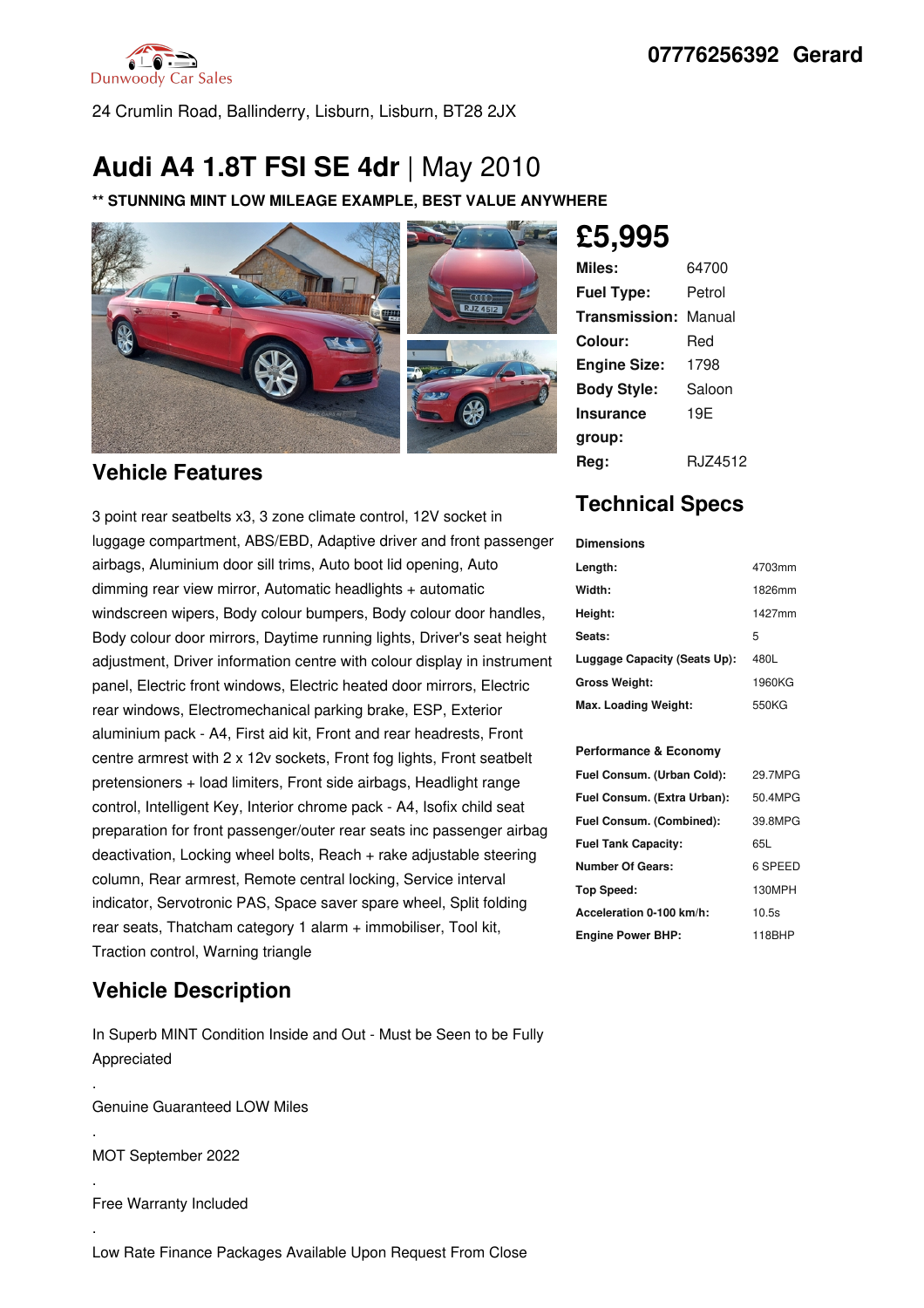Dunwoody Car Sales

**07776256392 Gerard**

24 Crumlin Road, Ballinderry, Lisburn, Lisburn, BT28 2JX

# Audi A4 1.8T FSI SE 4dr | May 2010

**** STUNNING MINT LOW MILEAGE EXAMPLE, BEST VALUE ANYWHERE**

## £5,995

| | |
|---|---|
| **Miles:** | 64700 |
| **Fuel Type:** | Petrol |
| **Transmission:** | Manual |
| **Colour:** | Red |
| **Engine Size:** | 1798 |
| **Body Style:** | Saloon |
| **Insurance group:** | 19E |
| **Reg:** | RJZ4512 |

## Vehicle Features

3 point rear seatbelts x3, 3 zone climate control, 12V socket in luggage compartment, ABS/EBD, Adaptive driver and front passenger airbags, Aluminium door sill trims, Auto boot lid opening, Auto dimming rear view mirror, Automatic headlights + automatic windscreen wipers, Body colour bumpers, Body colour door handles, Body colour door mirrors, Daytime running lights, Driver's seat height adjustment, Driver information centre with colour display in instrument panel, Electric front windows, Electric heated door mirrors, Electric rear windows, Electromechanical parking brake, ESP, Exterior aluminium pack - A4, First aid kit, Front and rear headrests, Front centre armrest with 2 x 12v sockets, Front fog lights, Front seatbelt pretensioners + load limiters, Front side airbags, Headlight range control, Intelligent Key, Interior chrome pack - A4, Isofix child seat preparation for front passenger/outer rear seats inc passenger airbag deactivation, Locking wheel bolts, Reach + rake adjustable steering column, Rear armrest, Remote central locking, Service interval indicator, Servotronic PAS, Space saver spare wheel, Split folding rear seats, Thatcham category 1 alarm + immobiliser, Tool kit, Traction control, Warning triangle

## Technical Specs

**Dimensions**

| | |
|---|---|
| **Length:** | 4703mm |
| **Width:** | 1826mm |
| **Height:** | 1427mm |
| **Seats:** | 5 |
| **Luggage Capacity (Seats Up):** | 480L |
| **Gross Weight:** | 1960KG |
| **Max. Loading Weight:** | 550KG |

**Performance & Economy**

| | |
|---|---|
| **Fuel Consum. (Urban Cold):** | 29.7MPG |
| **Fuel Consum. (Extra Urban):** | 50.4MPG |
| **Fuel Consum. (Combined):** | 39.8MPG |
| **Fuel Tank Capacity:** | 65L |
| **Number Of Gears:** | 6 SPEED |
| **Top Speed:** | 130MPH |
| **Acceleration 0-100 km/h:** | 10.5s |
| **Engine Power BHP:** | 118BHP |

## Vehicle Description

In Superb MINT Condition Inside and Out - Must be Seen to be Fully Appreciated

.

Genuine Guaranteed LOW Miles

.

MOT September 2022

.

Free Warranty Included

.

Low Rate Finance Packages Available Upon Request From Close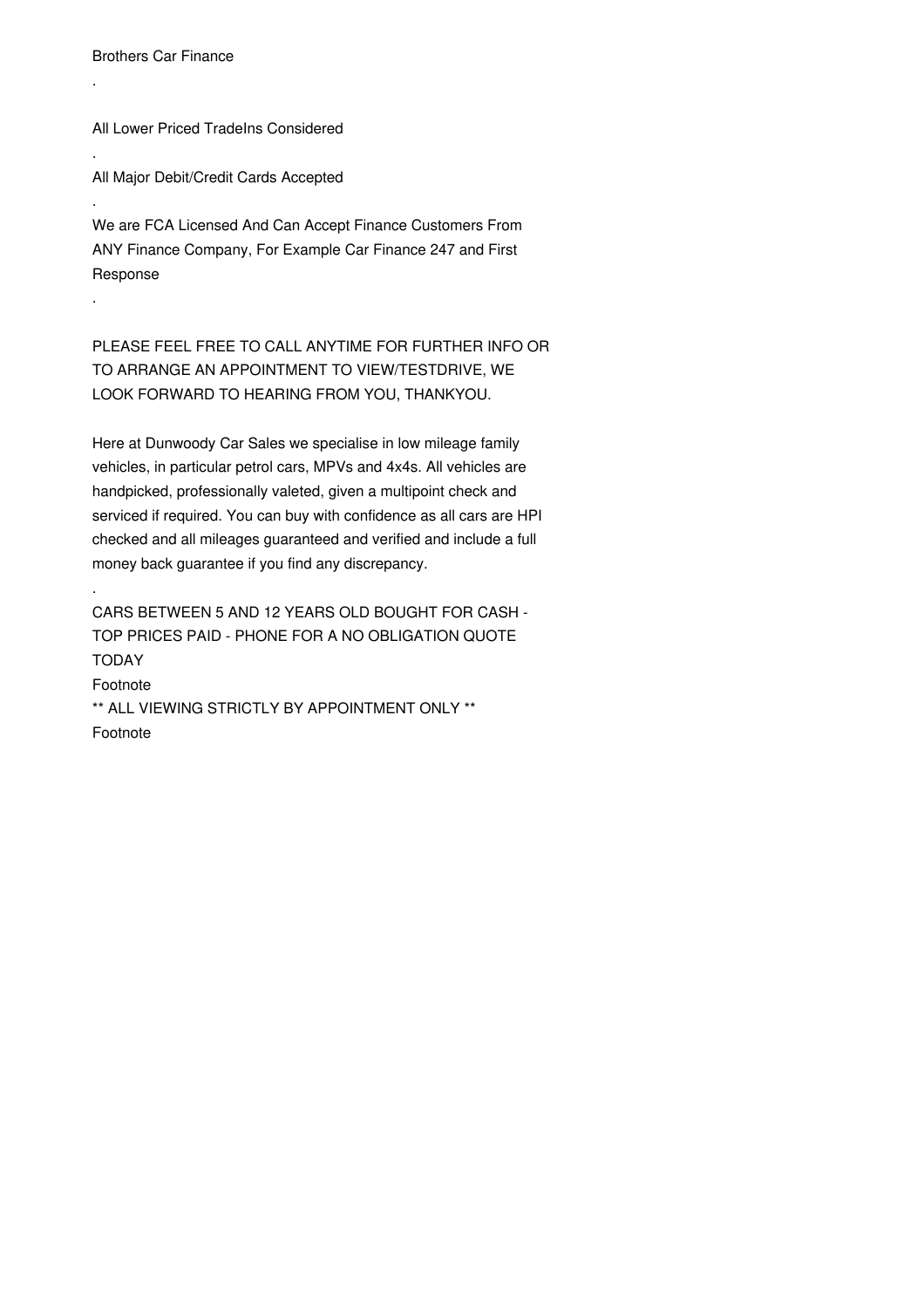Brothers Car Finance

.

All Lower Priced TradeIns Considered

.

All Major Debit/Credit Cards Accepted

.

We are FCA Licensed And Can Accept Finance Customers From ANY Finance Company, For Example Car Finance 247 and First Response

.

PLEASE FEEL FREE TO CALL ANYTIME FOR FURTHER INFO OR TO ARRANGE AN APPOINTMENT TO VIEW/TESTDRIVE, WE LOOK FORWARD TO HEARING FROM YOU, THANKYOU.

Here at Dunwoody Car Sales we specialise in low mileage family vehicles, in particular petrol cars, MPVs and 4x4s. All vehicles are handpicked, professionally valeted, given a multipoint check and serviced if required. You can buy with confidence as all cars are HPI checked and all mileages guaranteed and verified and include a full money back guarantee if you find any discrepancy.

.

CARS BETWEEN 5 AND 12 YEARS OLD BOUGHT FOR CASH - TOP PRICES PAID - PHONE FOR A NO OBLIGATION QUOTE TODAY

Footnote

** ALL VIEWING STRICTLY BY APPOINTMENT ONLY **

Footnote